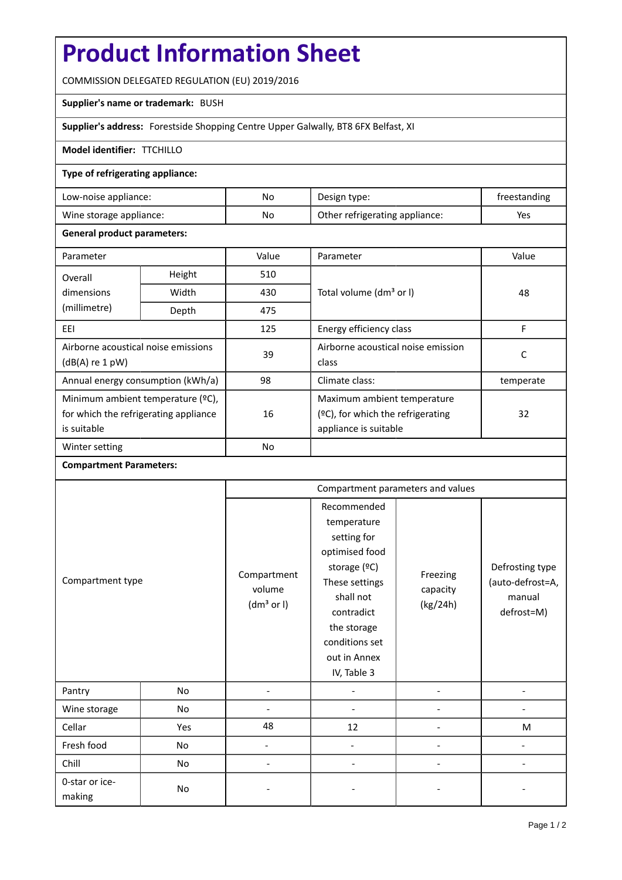# Product Information Sheet

COMMISSION DELEGATED REGULATION (EU) 2019/2016

**Supplier's name or trademark:** BUSH

**Supplier's address:** Forestside Shopping Centre Upper Galwally, BT8 6FX Belfast, XI

**Model identifier:** TTCHILLO

**Type of refrigerating appliance:**

| | | | |
|---|---|---|---|
| Low-noise appliance: | No | Design type: | freestanding |
| Wine storage appliance: | No | Other refrigerating appliance: | Yes |

**General product parameters:**

| Parameter | | Value | Parameter | Value |
|---|---|---|---|---|
| Overall dimensions (millimetre) | Height | 510 | Total volume ($dm^3$ or l) | 48 |
| | Width | 430 | | |
| | Depth | 475 | | |
| EEI | | 125 | Energy efficiency class | F |
| Airborne acoustical noise emissions (dB(A) re 1 pW) | | 39 | Airborne acoustical noise emission class | C |
| Annual energy consumption (kWh/a) | | 98 | Climate class: | temperate |
| Minimum ambient temperature (ºC), for which the refrigerating appliance is suitable | | 16 | Maximum ambient temperature (ºC), for which the refrigerating appliance is suitable | 32 |
| Winter setting | | No | | |

**Compartment Parameters:**

| Compartment type | | Compartment parameters and values | | | |
|---|---|---|---|---|---|
| | | Compartment volume ($dm^3$ or l) | Recommended temperature setting for optimised food storage (ºC) These settings shall not contradict the storage conditions set out in Annex IV, Table 3 | Freezing capacity (kg/24h) | Defrosting type (auto-defrost=A, manual defrost=M) |
| Pantry | No | - | - | - | - |
| Wine storage | No | - | - | - | - |
| Cellar | Yes | 48 | 12 | - | M |
| Fresh food | No | - | - | - | - |
| Chill | No | - | - | - | - |
| 0-star or ice-making | No | - | - | - | - |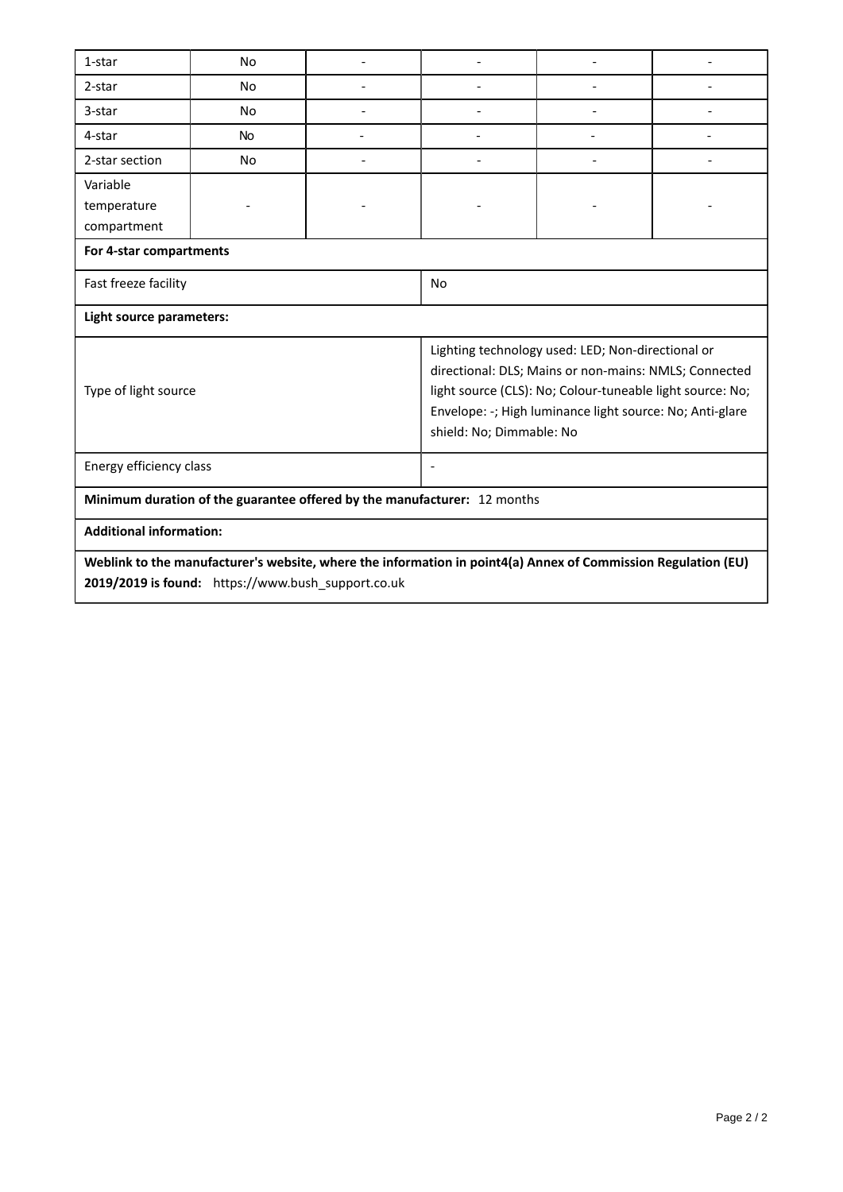| | | | | | |
|---|---|---|---|---|---|
| 1-star | No | - | - | - | - |
| 2-star | No | - | - | - | - |
| 3-star | No | - | - | - | - |
| 4-star | No | - | - | - | - |
| 2-star section | No | - | - | - | - |
| Variable temperature compartment | - | - | - | - | - |
| **For 4-star compartments** | | | | | |
| Fast freeze facility | | | No | | |
| **Light source parameters:** | | | | | |
| Type of light source | | | Lighting technology used: LED; Non-directional or directional: DLS; Mains or non-mains: NMLS; Connected light source (CLS): No; Colour-tuneable light source: No; Envelope: -; High luminance light source: No; Anti-glare shield: No; Dimmable: No | | |
| Energy efficiency class | | | - | | |
| **Minimum duration of the guarantee offered by the manufacturer:** 12 months | | | | | |
| **Additional information:** | | | | | |
| **Weblink to the manufacturer's website, where the information in point4(a) Annex of Commission Regulation (EU) 2019/2019 is found:** https://www.bush_support.co.uk | | | | | |